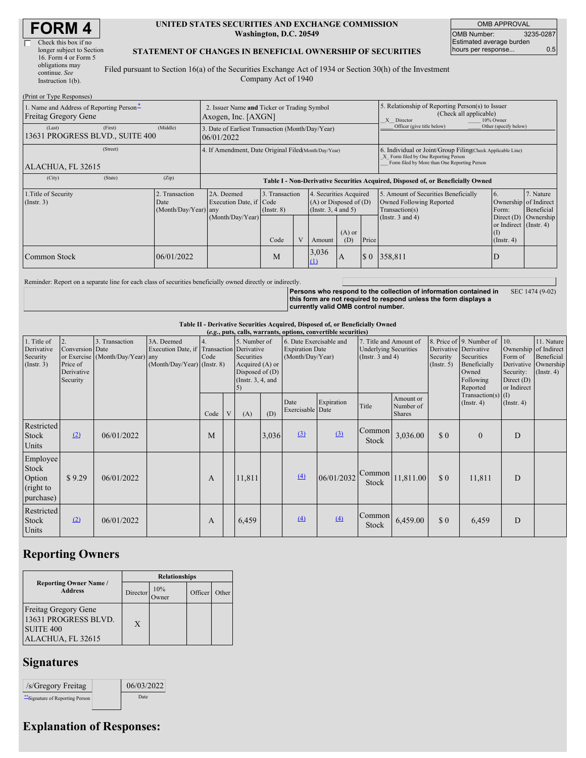# FORM 4

☐ Check this box if no longer subject to Section 16. Form 4 or Form 5 obligations may continue. *See* Instruction 1(b).

**UNITED STATES SECURITIES AND EXCHANGE COMMISSION**
**Washington, D.C. 20549**

**STATEMENT OF CHANGES IN BENEFICIAL OWNERSHIP OF SECURITIES**

Filed pursuant to Section 16(a) of the Securities Exchange Act of 1934 or Section 30(h) of the Investment Company Act of 1940

| OMB APPROVAL | |
|---|---|
| OMB Number: | 3235-0287 |
| Estimated average burden hours per response... | 0.5 |

(Print or Type Responses)

| 1. Name and Address of Reporting Person* | 2. Issuer Name **and** Ticker or Trading Symbol | 5. Relationship of Reporting Person(s) to Issuer (Check all applicable) |
|---|---|---|
| Freitag Gregory Gene | Axogen, Inc. [AXGN] | _X_ Director ___ 10% Owner ___ Officer (give title below) ___ Other (specify below) |
| (Last) (First) (Middle) 13631 PROGRESS BLVD., SUITE 400 | 3. Date of Earliest Transaction (Month/Day/Year) 06/01/2022 | |
| (Street) ALACHUA, FL 32615 | 4. If Amendment, Date Original Filed(Month/Day/Year) | 6. Individual or Joint/Group Filing(Check Applicable Line) _X_ Form filed by One Reporting Person ___ Form filed by More than One Reporting Person |
| (City) (State) (Zip) | | |

**Table I - Non-Derivative Securities Acquired, Disposed of, or Beneficially Owned**

| 1.Title of Security (Instr. 3) | 2. Transaction Date (Month/Day/Year) | 2A. Deemed Execution Date, if any (Month/Day/Year) | 3. Transaction Code (Instr. 8) Code | V | 4. Securities Acquired (A) or Disposed of (D) (Instr. 3, 4 and 5) Amount | (A) or (D) | Price | 5. Amount of Securities Beneficially Owned Following Reported Transaction(s) (Instr. 3 and 4) | 6. Ownership Form: Direct (D) or Indirect (I) (Instr. 4) | 7. Nature of Indirect Beneficial Ownership (Instr. 4) |
|---|---|---|---|---|---|---|---|---|---|---|
| Common Stock | 06/01/2022 | | M | | 3,036 (1) | A | $ 0 | 358,811 | D | |

Reminder: Report on a separate line for each class of securities beneficially owned directly or indirectly.

**Persons who respond to the collection of information contained in this form are not required to respond unless the form displays a currently valid OMB control number.** SEC 1474 (9-02)

**Table II - Derivative Securities Acquired, Disposed of, or Beneficially Owned**
**(*e.g.*, puts, calls, warrants, options, convertible securities)**

| 1. Title of Derivative Security (Instr. 3) | 2. Conversion or Exercise Price of Derivative Security | 3. Transaction Date (Month/Day/Year) | 3A. Deemed Execution Date, if any (Month/Day/Year) | 4. Transaction Code (Instr. 8) Code | V | 5. Number of Derivative Securities Acquired (A) or Disposed of (D) (Instr. 3, 4, and 5) (A) | (D) | 6. Date Exercisable and Expiration Date: Date Exercisable | Expiration Date | 7. Title and Amount of Underlying Securities (Instr. 3 and 4): Title | Amount or Number of Shares | 8. Price of Derivative Security (Instr. 5) | 9. Number of Derivative Securities Beneficially Owned Following Reported Transaction(s) (Instr. 4) | 10. Ownership Form of Derivative Security: Direct (D) or Indirect (I) (Instr. 4) | 11. Nature of Indirect Beneficial Ownership (Instr. 4) |
|---|---|---|---|---|---|---|---|---|---|---|---|---|---|---|---|
| Restricted Stock Units | (2) | 06/01/2022 | | M | | | 3,036 | (3) | (3) | Common Stock | 3,036.00 | $ 0 | 0 | D | |
| Employee Stock Option (right to purchase) | $ 9.29 | 06/01/2022 | | A | | 11,811 | | (4) | 06/01/2032 | Common Stock | 11,811.00 | $ 0 | 11,811 | D | |
| Restricted Stock Units | (2) | 06/01/2022 | | A | | 6,459 | | (4) | (4) | Common Stock | 6,459.00 | $ 0 | 6,459 | D | |

## Reporting Owners

| Reporting Owner Name / Address | Director | 10% Owner | Officer | Other |
|---|---|---|---|---|
| Freitag Gregory Gene 13631 PROGRESS BLVD. SUITE 400 ALACHUA, FL 32615 | X | | | |

## Signatures

| /s/Gregory Freitag | 06/03/2022 |
|---|---|
| **Signature of Reporting Person | Date |

## Explanation of Responses: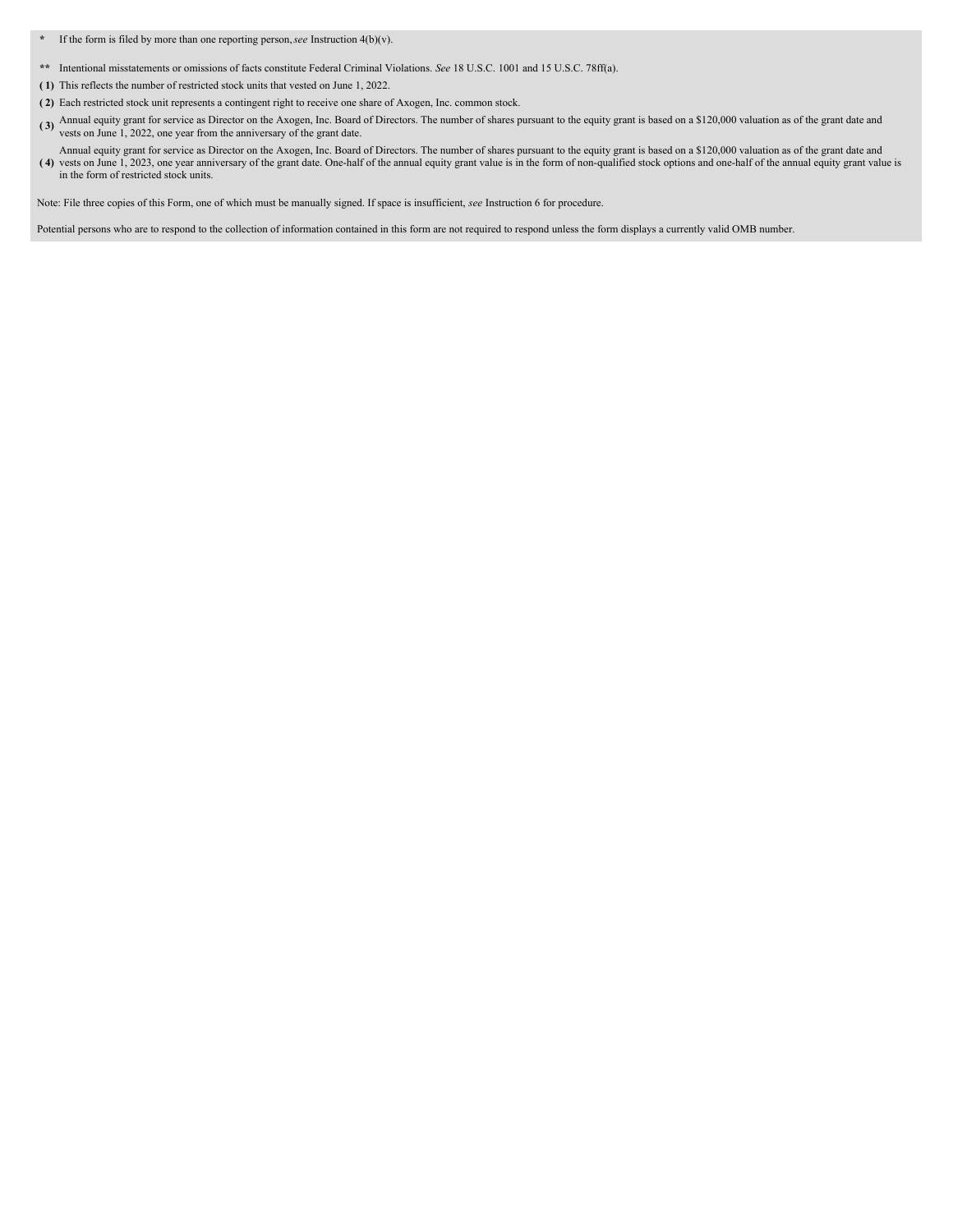* If the form is filed by more than one reporting person, *see* Instruction 4(b)(v).

** Intentional misstatements or omissions of facts constitute Federal Criminal Violations. *See* 18 U.S.C. 1001 and 15 U.S.C. 78ff(a).

( 1) This reflects the number of restricted stock units that vested on June 1, 2022.

( 2) Each restricted stock unit represents a contingent right to receive one share of Axogen, Inc. common stock.

( 3) Annual equity grant for service as Director on the Axogen, Inc. Board of Directors. The number of shares pursuant to the equity grant is based on a $120,000 valuation as of the grant date and vests on June 1, 2022, one year from the anniversary of the grant date.

( 4) Annual equity grant for service as Director on the Axogen, Inc. Board of Directors. The number of shares pursuant to the equity grant is based on a $120,000 valuation as of the grant date and vests on June 1, 2023, one year anniversary of the grant date. One-half of the annual equity grant value is in the form of non-qualified stock options and one-half of the annual equity grant value is in the form of restricted stock units.

Note: File three copies of this Form, one of which must be manually signed. If space is insufficient, *see* Instruction 6 for procedure.

Potential persons who are to respond to the collection of information contained in this form are not required to respond unless the form displays a currently valid OMB number.